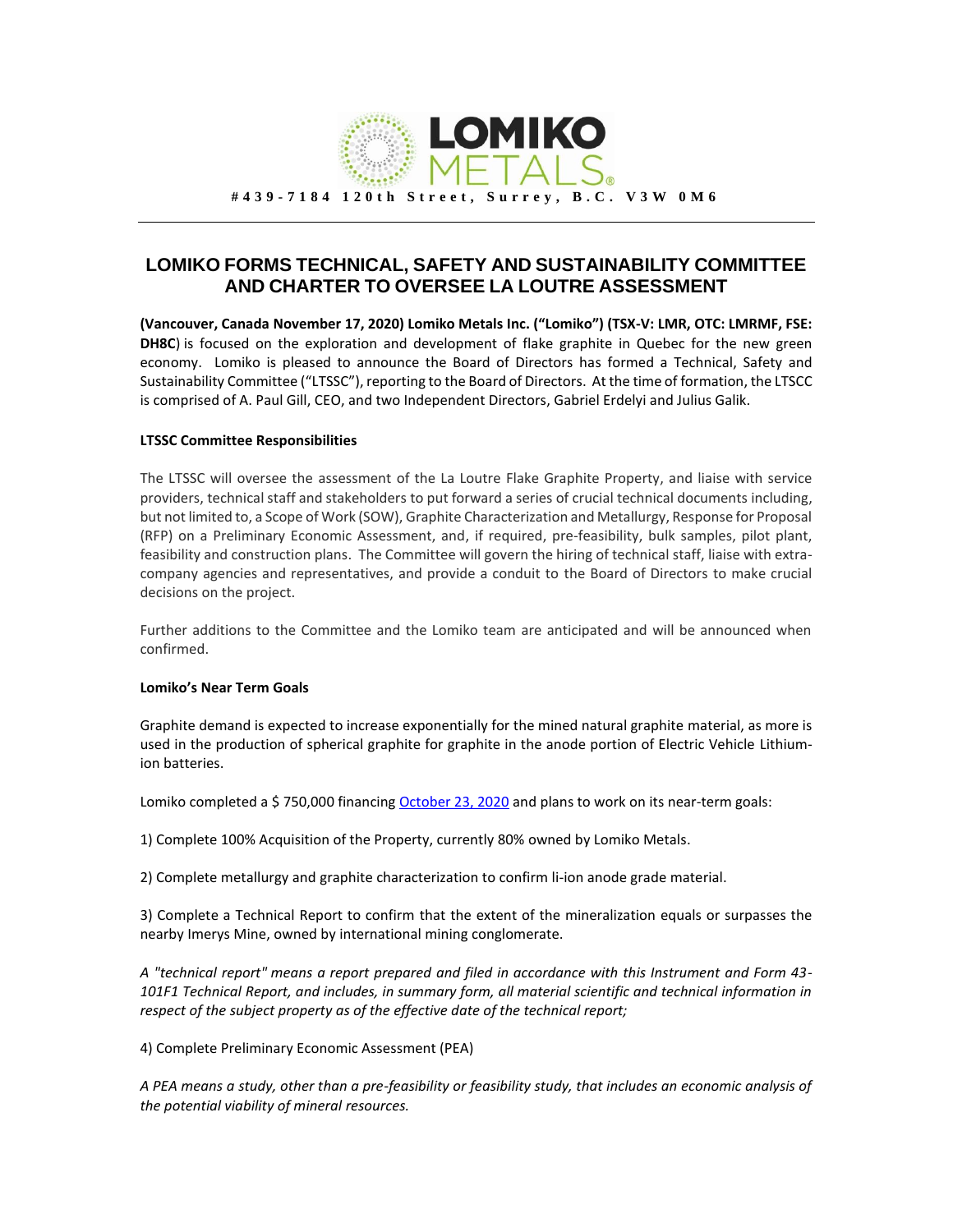# LOMIKO METALS

**#439-7184 120th Street, Surrey, B.C. V3W 0M6**

## LOMIKO FORMS TECHNICAL, SAFETY AND SUSTAINABILITY COMMITTEE AND CHARTER TO OVERSEE LA LOUTRE ASSESSMENT

**(Vancouver, Canada November 17, 2020) Lomiko Metals Inc. ("Lomiko") (TSX-V: LMR, OTC: LMRMF, FSE: DH8C**) is focused on the exploration and development of flake graphite in Quebec for the new green economy. Lomiko is pleased to announce the Board of Directors has formed a Technical, Safety and Sustainability Committee ("LTSSC"), reporting to the Board of Directors. At the time of formation, the LTSCC is comprised of A. Paul Gill, CEO, and two Independent Directors, Gabriel Erdelyi and Julius Galik.

**LTSSC Committee Responsibilities**

The LTSSC will oversee the assessment of the La Loutre Flake Graphite Property, and liaise with service providers, technical staff and stakeholders to put forward a series of crucial technical documents including, but not limited to, a Scope of Work (SOW), Graphite Characterization and Metallurgy, Response for Proposal (RFP) on a Preliminary Economic Assessment, and, if required, pre-feasibility, bulk samples, pilot plant, feasibility and construction plans. The Committee will govern the hiring of technical staff, liaise with extra-company agencies and representatives, and provide a conduit to the Board of Directors to make crucial decisions on the project.

Further additions to the Committee and the Lomiko team are anticipated and will be announced when confirmed.

**Lomiko's Near Term Goals**

Graphite demand is expected to increase exponentially for the mined natural graphite material, as more is used in the production of spherical graphite for graphite in the anode portion of Electric Vehicle Lithium-ion batteries.

Lomiko completed a $ 750,000 financing October 23, 2020 and plans to work on its near-term goals:

1) Complete 100% Acquisition of the Property, currently 80% owned by Lomiko Metals.

2) Complete metallurgy and graphite characterization to confirm li-ion anode grade material.

3) Complete a Technical Report to confirm that the extent of the mineralization equals or surpasses the nearby Imerys Mine, owned by international mining conglomerate.

*A "technical report" means a report prepared and filed in accordance with this Instrument and Form 43-101F1 Technical Report, and includes, in summary form, all material scientific and technical information in respect of the subject property as of the effective date of the technical report;*

4) Complete Preliminary Economic Assessment (PEA)

*A PEA means a study, other than a pre-feasibility or feasibility study, that includes an economic analysis of the potential viability of mineral resources.*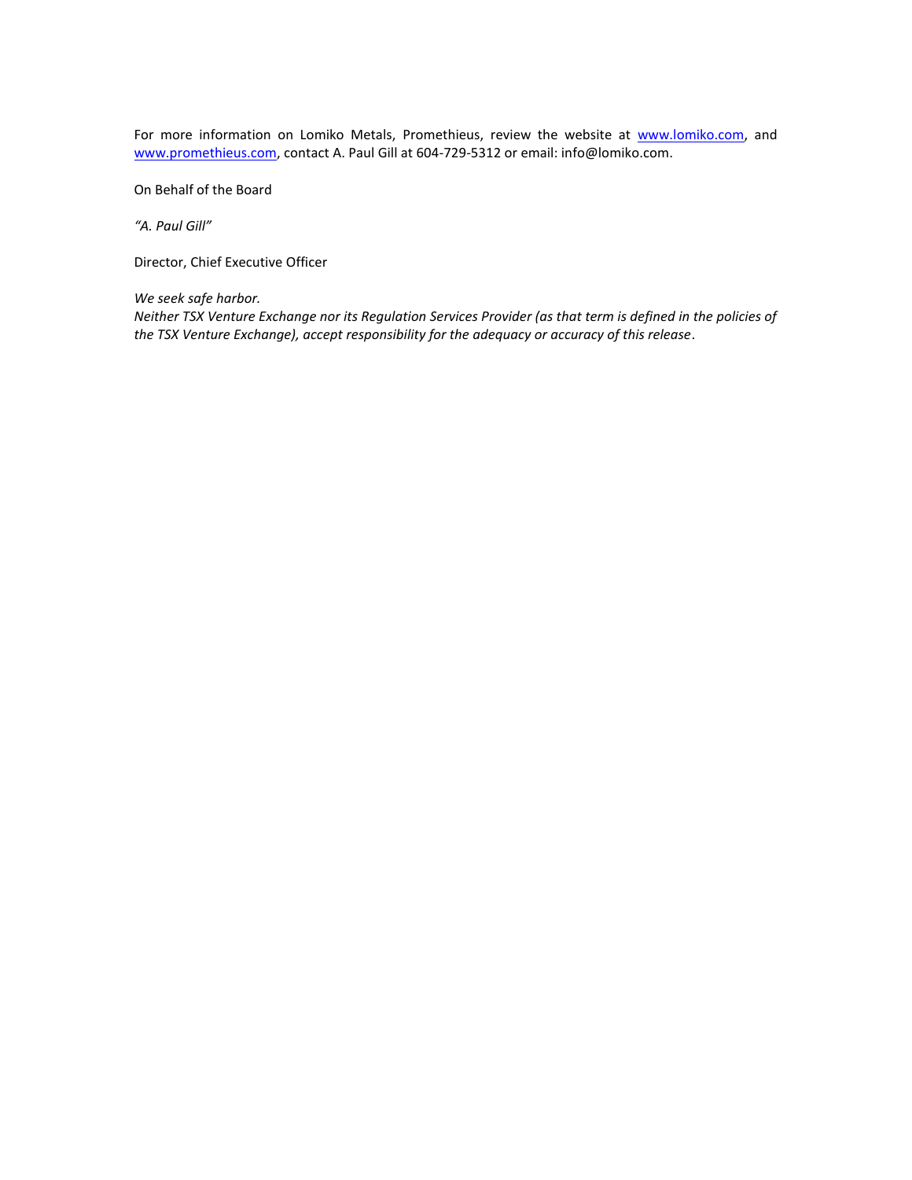For more information on Lomiko Metals, Promethieus, review the website at [www.lomiko.com](http://www.lomiko.com), and [www.promethieus.com](http://www.promethieus.com), contact A. Paul Gill at 604-729-5312 or email: info@lomiko.com.

On Behalf of the Board

*"A. Paul Gill"*

Director, Chief Executive Officer

*We seek safe harbor.*
*Neither TSX Venture Exchange nor its Regulation Services Provider (as that term is defined in the policies of the TSX Venture Exchange), accept responsibility for the adequacy or accuracy of this release*.